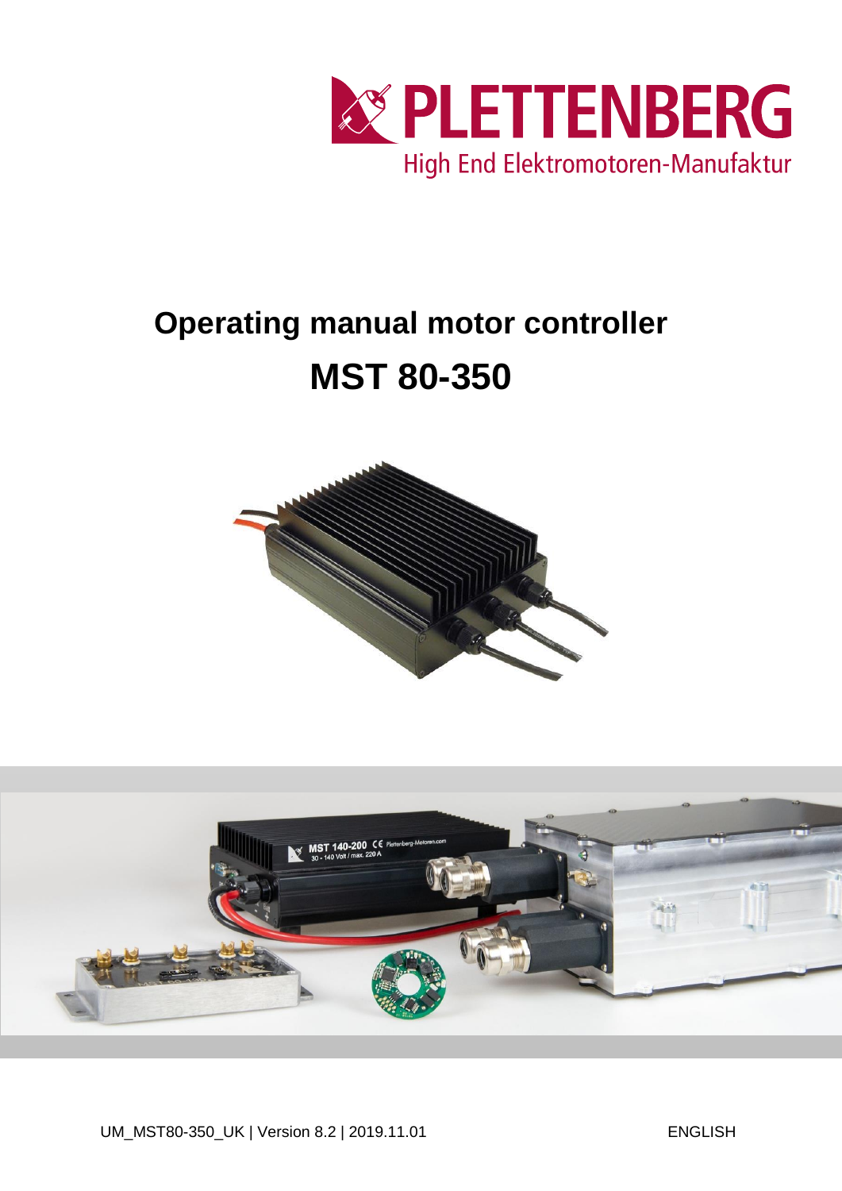PLETTENBERG

High End Elektromotoren-Manufaktur

# Operating manual motor controller

# MST 80-350

UM_MST80-350_UK | Version 8.2 | 2019.11.01

ENGLISH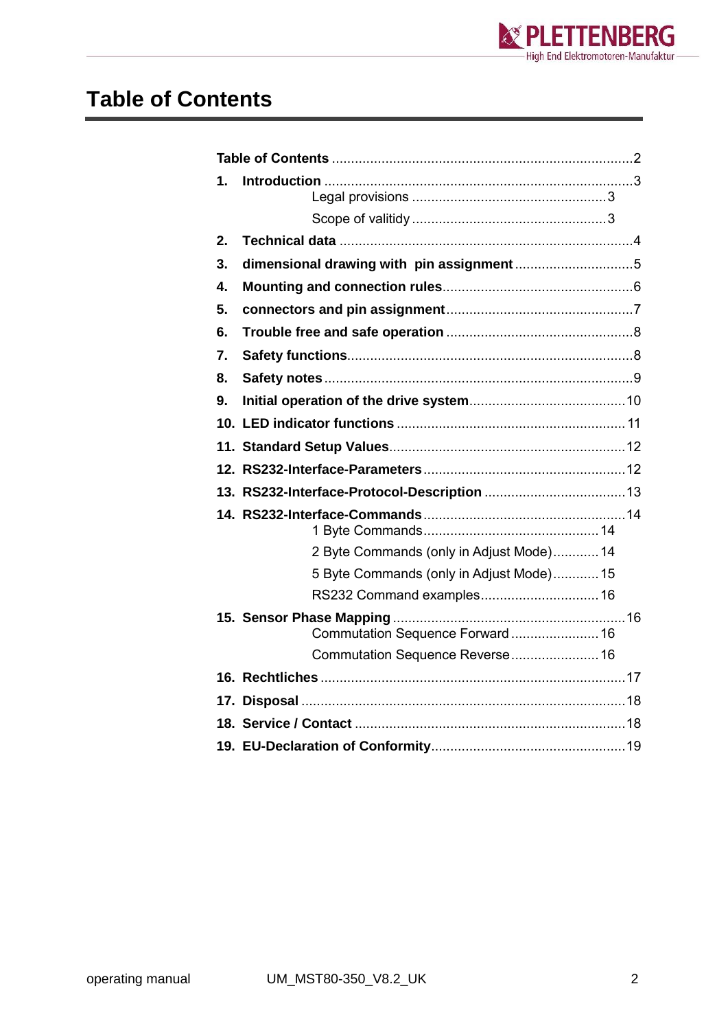# Table of Contents

- **Table of Contents** ........ 2
- **1. Introduction** ........ 3
  - Legal provisions ........ 3
  - Scope of valitidy ........ 3
- **2. Technical data** ........ 4
- **3. dimensional drawing with pin assignment** ........ 5
- **4. Mounting and connection rules** ........ 6
- **5. connectors and pin assignment** ........ 7
- **6. Trouble free and safe operation** ........ 8
- **7. Safety functions** ........ 8
- **8. Safety notes** ........ 9
- **9. Initial operation of the drive system** ........ 10
- **10. LED indicator functions** ........ 11
- **11. Standard Setup Values** ........ 12
- **12. RS232-Interface-Parameters** ........ 12
- **13. RS232-Interface-Protocol-Description** ........ 13
- **14. RS232-Interface-Commands** ........ 14
  - 1 Byte Commands ........ 14
  - 2 Byte Commands (only in Adjust Mode) ........ 14
  - 5 Byte Commands (only in Adjust Mode) ........ 15
  - RS232 Command examples ........ 16
- **15. Sensor Phase Mapping** ........ 16
  - Commutation Sequence Forward ........ 16
  - Commutation Sequence Reverse ........ 16
- **16. Rechtliches** ........ 17
- **17. Disposal** ........ 18
- **18. Service / Contact** ........ 18
- **19. EU-Declaration of Conformity** ........ 19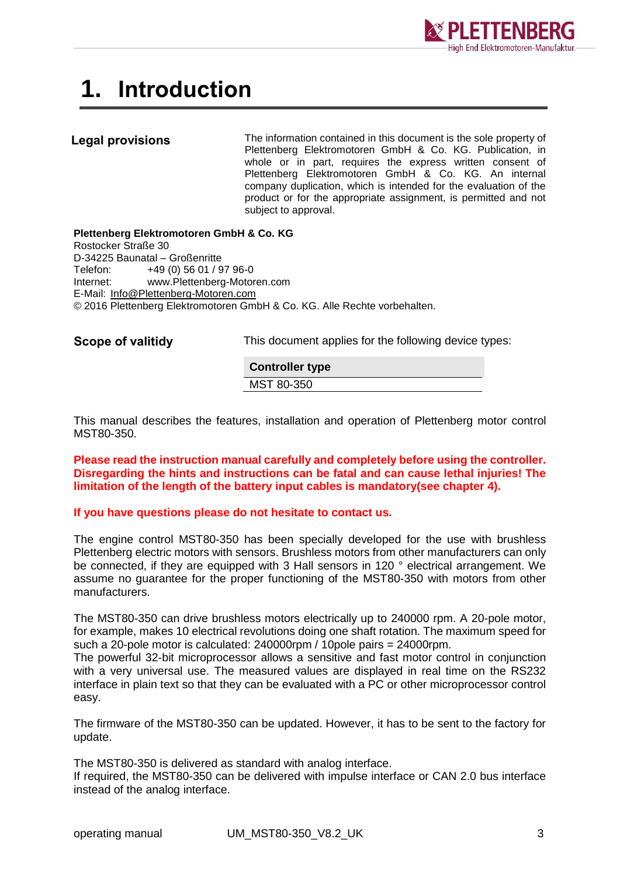# 1. Introduction

**Legal provisions**

The information contained in this document is the sole property of Plettenberg Elektromotoren GmbH & Co. KG. Publication, in whole or in part, requires the express written consent of Plettenberg Elektromotoren GmbH & Co. KG. An internal company duplication, which is intended for the evaluation of the product or for the appropriate assignment, is permitted and not subject to approval.

**Plettenberg Elektromotoren GmbH & Co. KG**
Rostocker Straße 30
D-34225 Baunatal – Großenritte
Telefon: +49 (0) 56 01 / 97 96-0
Internet: www.Plettenberg-Motoren.com
E-Mail: Info@Plettenberg-Motoren.com
© 2016 Plettenberg Elektromotoren GmbH & Co. KG. Alle Rechte vorbehalten.

**Scope of valitidy**

This document applies for the following device types:

| Controller type |
|---|
| MST 80-350 |

This manual describes the features, installation and operation of Plettenberg motor control MST80-350.

**Please read the instruction manual carefully and completely before using the controller. Disregarding the hints and instructions can be fatal and can cause lethal injuries! The limitation of the length of the battery input cables is mandatory(see chapter 4).**

**If you have questions please do not hesitate to contact us.**

The engine control MST80-350 has been specially developed for the use with brushless Plettenberg electric motors with sensors. Brushless motors from other manufacturers can only be connected, if they are equipped with 3 Hall sensors in 120 ° electrical arrangement. We assume no guarantee for the proper functioning of the MST80-350 with motors from other manufacturers.

The MST80-350 can drive brushless motors electrically up to 240000 rpm. A 20-pole motor, for example, makes 10 electrical revolutions doing one shaft rotation. The maximum speed for such a 20-pole motor is calculated: 240000rpm / 10pole pairs = 24000rpm.
The powerful 32-bit microprocessor allows a sensitive and fast motor control in conjunction with a very universal use. The measured values are displayed in real time on the RS232 interface in plain text so that they can be evaluated with a PC or other microprocessor control easy.

The firmware of the MST80-350 can be updated. However, it has to be sent to the factory for update.

The MST80-350 is delivered as standard with analog interface.
If required, the MST80-350 can be delivered with impulse interface or CAN 2.0 bus interface instead of the analog interface.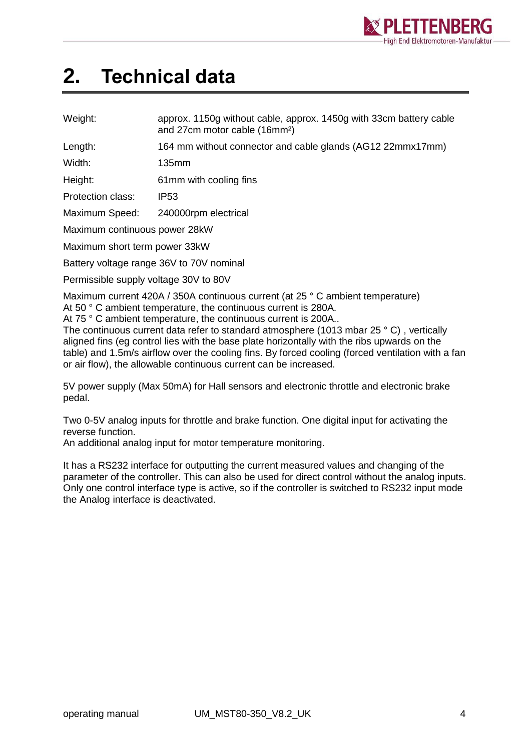# 2. Technical data

| | |
|---|---|
| Weight: | approx. 1150g without cable, approx. 1450g with 33cm battery cable and 27cm motor cable (16mm²) |
| Length: | 164 mm without connector and cable glands (AG12 22mmx17mm) |
| Width: | 135mm |
| Height: | 61mm with cooling fins |
| Protection class: | IP53 |
| Maximum Speed: | 240000rpm electrical |

Maximum continuous power 28kW

Maximum short term power 33kW

Battery voltage range 36V to 70V nominal

Permissible supply voltage 30V to 80V

Maximum current 420A / 350A continuous current (at 25 ° C ambient temperature)
At 50 ° C ambient temperature, the continuous current is 280A.
At 75 ° C ambient temperature, the continuous current is 200A..
The continuous current data refer to standard atmosphere (1013 mbar 25 ° C) , vertically aligned fins (eg control lies with the base plate horizontally with the ribs upwards on the table) and 1.5m/s airflow over the cooling fins. By forced cooling (forced ventilation with a fan or air flow), the allowable continuous current can be increased.

5V power supply (Max 50mA) for Hall sensors and electronic throttle and electronic brake pedal.

Two 0-5V analog inputs for throttle and brake function. One digital input for activating the reverse function.
An additional analog input for motor temperature monitoring.

It has a RS232 interface for outputting the current measured values and changing of the parameter of the controller. This can also be used for direct control without the analog inputs. Only one control interface type is active, so if the controller is switched to RS232 input mode the Analog interface is deactivated.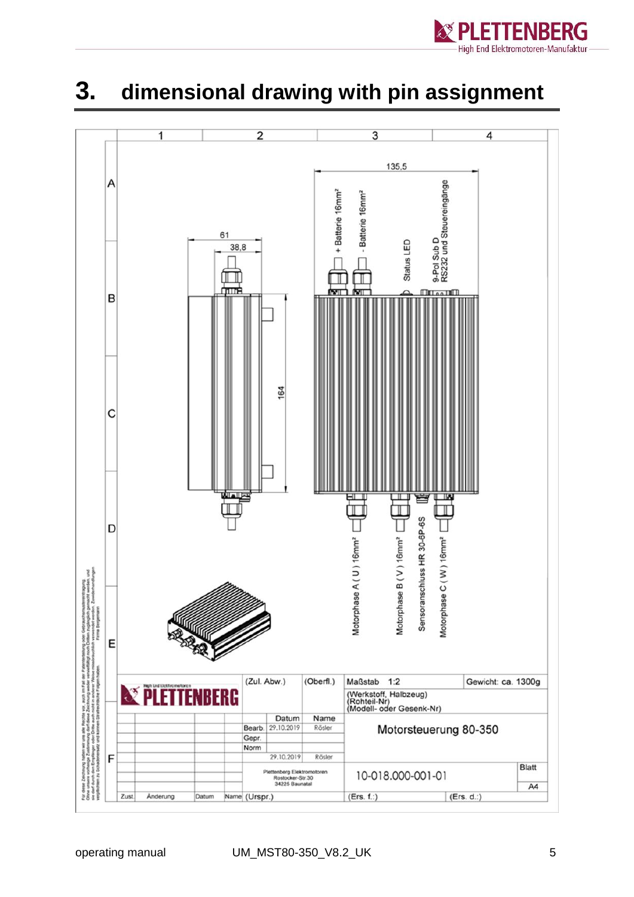# 3. dimensional drawing with pin assignment

135,5

+ Batterie 16mm²

- Batterie 16mm²

Status LED

9-Pol Sub D
RS232 und Steuereingänge

61

38,8

164

Motorphase A ( U ) 16mm²

Motorphase B ( V ) 16mm²

Sensoranschluss HR 30-6P-6S

Motorphase C ( W ) 16mm²

| | | | |
|---|---|---|---|
| PLETTENBERG | (Zul. Abw.) | (Oberfl.) | Maßstab 1:2 / Gewicht: ca. 1300g |
| | | | (Werkstoff, Halbzeug) (Rohteil-Nr) (Modell- oder Gesenk-Nr) |
| | Datum | Name | Motorsteuerung 80-350 |
| Bearb. | 29.10.2019 | Rösler | |
| Gepr. | | | |
| Norm | | | |
| | 29.10.2019 | Rösler | |
| Plettenberg Elektromotoren Rostocker-Str 30 34225 Baunatal | | | 10-018.000-001-01 / Blatt A4 |
| Zust. Änderung Datum Name | (Urspr.) | | (Ers. f.:) (Ers. d.:) |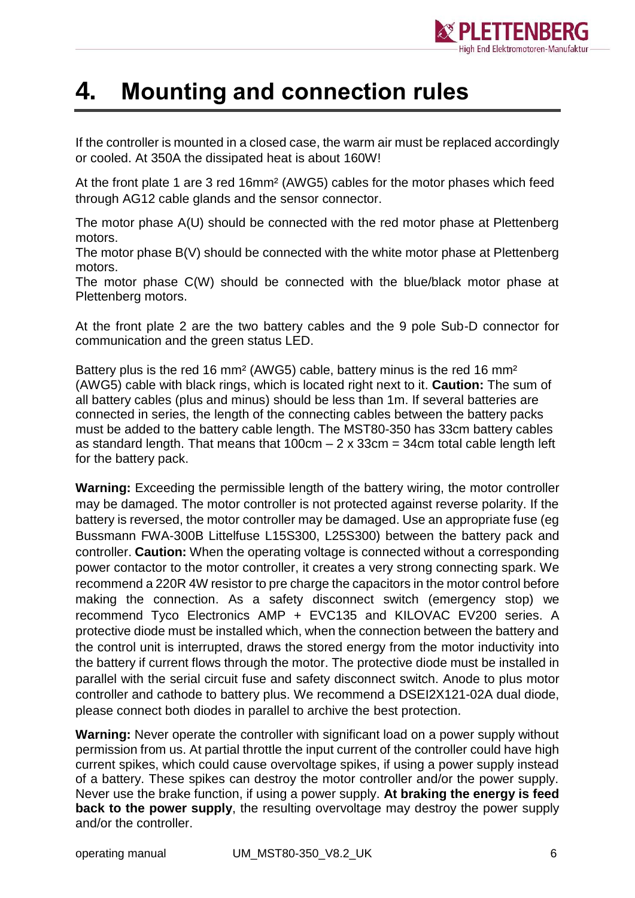# 4. Mounting and connection rules

If the controller is mounted in a closed case, the warm air must be replaced accordingly or cooled. At 350A the dissipated heat is about 160W!

At the front plate 1 are 3 red 16mm² (AWG5) cables for the motor phases which feed through AG12 cable glands and the sensor connector.

The motor phase A(U) should be connected with the red motor phase at Plettenberg motors.
The motor phase B(V) should be connected with the white motor phase at Plettenberg motors.
The motor phase C(W) should be connected with the blue/black motor phase at Plettenberg motors.

At the front plate 2 are the two battery cables and the 9 pole Sub-D connector for communication and the green status LED.

Battery plus is the red 16 mm² (AWG5) cable, battery minus is the red 16 mm² (AWG5) cable with black rings, which is located right next to it. **Caution:** The sum of all battery cables (plus and minus) should be less than 1m. If several batteries are connected in series, the length of the connecting cables between the battery packs must be added to the battery cable length. The MST80-350 has 33cm battery cables as standard length. That means that 100cm – 2 x 33cm = 34cm total cable length left for the battery pack.

**Warning:** Exceeding the permissible length of the battery wiring, the motor controller may be damaged. The motor controller is not protected against reverse polarity. If the battery is reversed, the motor controller may be damaged. Use an appropriate fuse (eg Bussmann FWA-300B Littelfuse L15S300, L25S300) between the battery pack and controller. **Caution:** When the operating voltage is connected without a corresponding power contactor to the motor controller, it creates a very strong connecting spark. We recommend a 220R 4W resistor to pre charge the capacitors in the motor control before making the connection. As a safety disconnect switch (emergency stop) we recommend Tyco Electronics AMP + EVC135 and KILOVAC EV200 series. A protective diode must be installed which, when the connection between the battery and the control unit is interrupted, draws the stored energy from the motor inductivity into the battery if current flows through the motor. The protective diode must be installed in parallel with the serial circuit fuse and safety disconnect switch. Anode to plus motor controller and cathode to battery plus. We recommend a DSEI2X121-02A dual diode, please connect both diodes in parallel to archive the best protection.

**Warning:** Never operate the controller with significant load on a power supply without permission from us. At partial throttle the input current of the controller could have high current spikes, which could cause overvoltage spikes, if using a power supply instead of a battery. These spikes can destroy the motor controller and/or the power supply. Never use the brake function, if using a power supply. **At braking the energy is feed back to the power supply**, the resulting overvoltage may destroy the power supply and/or the controller.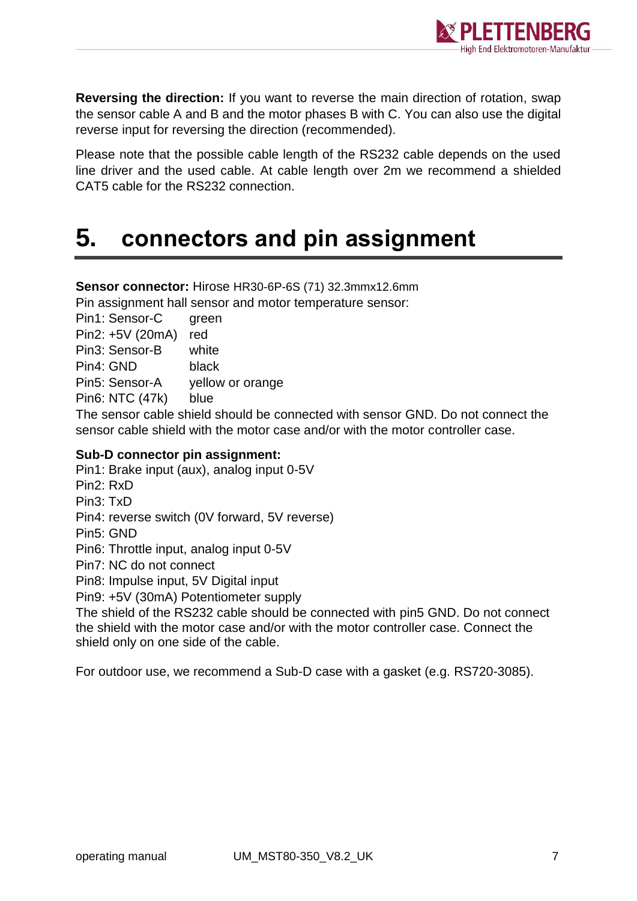**Reversing the direction:** If you want to reverse the main direction of rotation, swap the sensor cable A and B and the motor phases B with C. You can also use the digital reverse input for reversing the direction (recommended).

Please note that the possible cable length of the RS232 cable depends on the used line driver and the used cable. At cable length over 2m we recommend a shielded CAT5 cable for the RS232 connection.

# 5. connectors and pin assignment

**Sensor connector:** Hirose HR30-6P-6S (71) 32.3mmx12.6mm

Pin assignment hall sensor and motor temperature sensor:

| | |
|---|---|
| Pin1: Sensor-C | green |
| Pin2: +5V (20mA) | red |
| Pin3: Sensor-B | white |
| Pin4: GND | black |
| Pin5: Sensor-A | yellow or orange |
| Pin6: NTC (47k) | blue |

The sensor cable shield should be connected with sensor GND. Do not connect the sensor cable shield with the motor case and/or with the motor controller case.

**Sub-D connector pin assignment:**

Pin1: Brake input (aux), analog input 0-5V
Pin2: RxD
Pin3: TxD
Pin4: reverse switch (0V forward, 5V reverse)
Pin5: GND
Pin6: Throttle input, analog input 0-5V
Pin7: NC do not connect
Pin8: Impulse input, 5V Digital input
Pin9: +5V (30mA) Potentiometer supply

The shield of the RS232 cable should be connected with pin5 GND. Do not connect the shield with the motor case and/or with the motor controller case. Connect the shield only on one side of the cable.

For outdoor use, we recommend a Sub-D case with a gasket (e.g. RS720-3085).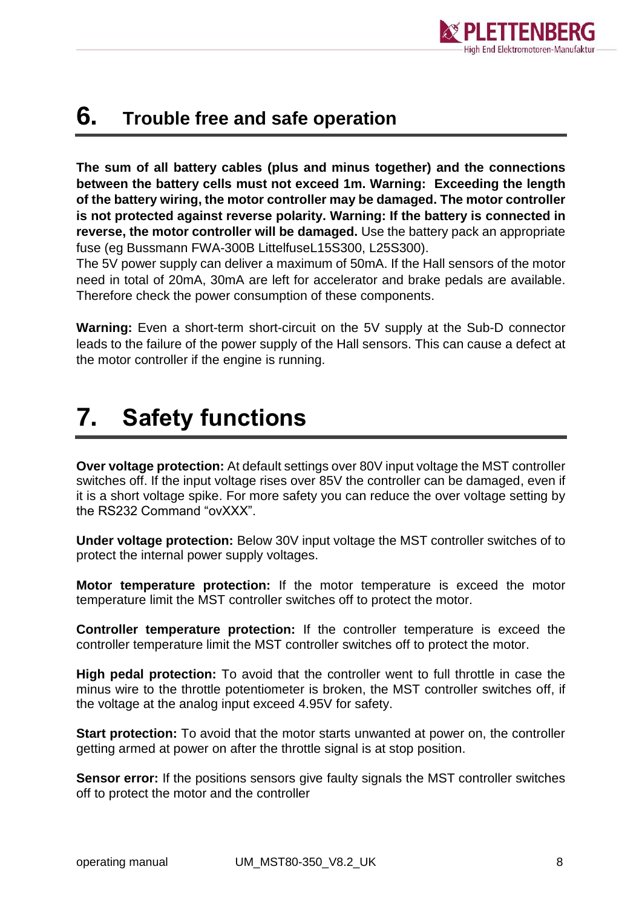# 6. Trouble free and safe operation

**The sum of all battery cables (plus and minus together) and the connections between the battery cells must not exceed 1m. Warning: Exceeding the length of the battery wiring, the motor controller may be damaged. The motor controller is not protected against reverse polarity. Warning: If the battery is connected in reverse, the motor controller will be damaged.** Use the battery pack an appropriate fuse (eg Bussmann FWA-300B LittelfuseL15S300, L25S300).

The 5V power supply can deliver a maximum of 50mA. If the Hall sensors of the motor need in total of 20mA, 30mA are left for accelerator and brake pedals are available. Therefore check the power consumption of these components.

**Warning:** Even a short-term short-circuit on the 5V supply at the Sub-D connector leads to the failure of the power supply of the Hall sensors. This can cause a defect at the motor controller if the engine is running.

# 7. Safety functions

**Over voltage protection:** At default settings over 80V input voltage the MST controller switches off. If the input voltage rises over 85V the controller can be damaged, even if it is a short voltage spike. For more safety you can reduce the over voltage setting by the RS232 Command “ovXXX”.

**Under voltage protection:** Below 30V input voltage the MST controller switches of to protect the internal power supply voltages.

**Motor temperature protection:** If the motor temperature is exceed the motor temperature limit the MST controller switches off to protect the motor.

**Controller temperature protection:** If the controller temperature is exceed the controller temperature limit the MST controller switches off to protect the motor.

**High pedal protection:** To avoid that the controller went to full throttle in case the minus wire to the throttle potentiometer is broken, the MST controller switches off, if the voltage at the analog input exceed 4.95V for safety.

**Start protection:** To avoid that the motor starts unwanted at power on, the controller getting armed at power on after the throttle signal is at stop position.

**Sensor error:** If the positions sensors give faulty signals the MST controller switches off to protect the motor and the controller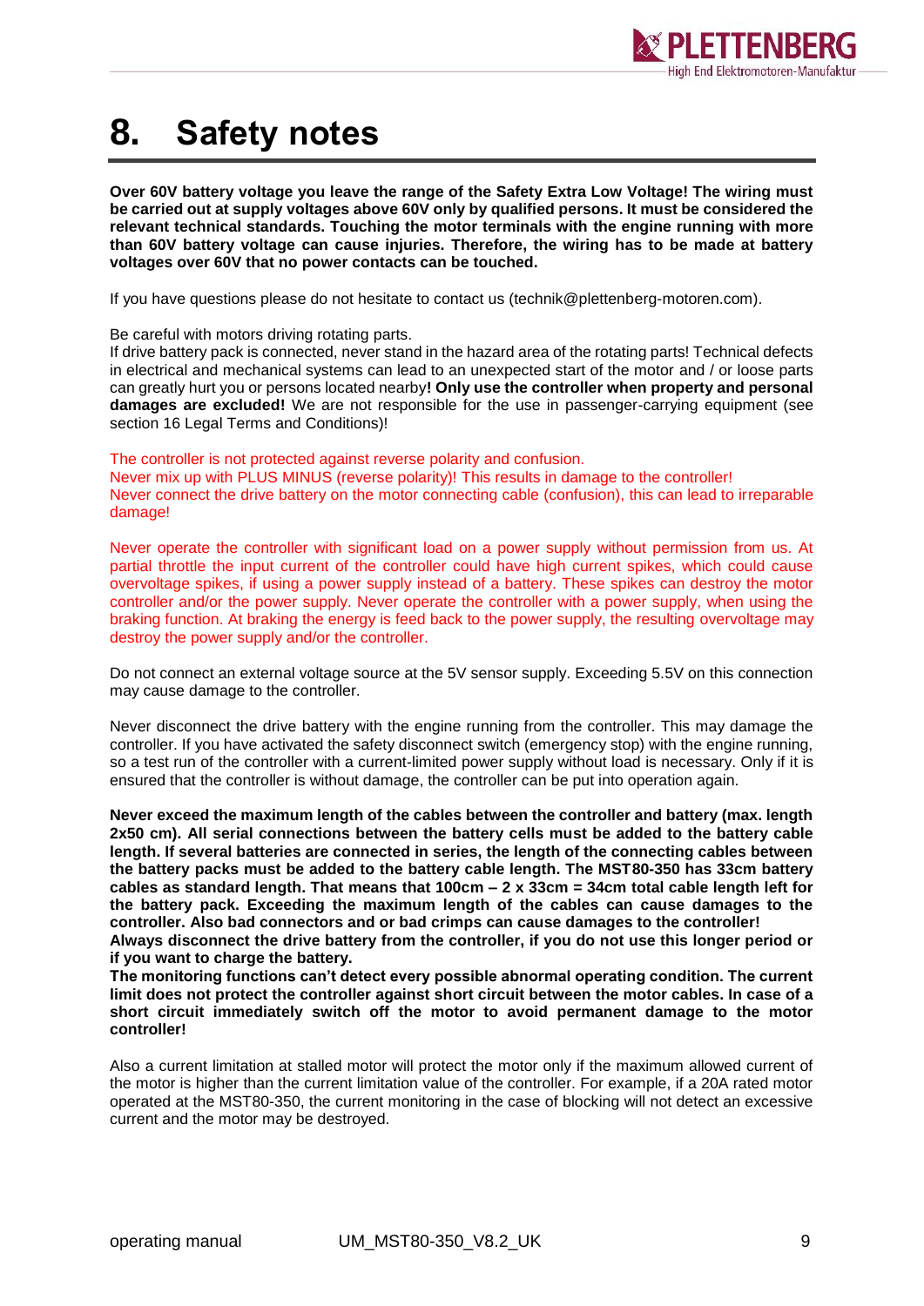# 8. Safety notes

**Over 60V battery voltage you leave the range of the Safety Extra Low Voltage! The wiring must be carried out at supply voltages above 60V only by qualified persons. It must be considered the relevant technical standards. Touching the motor terminals with the engine running with more than 60V battery voltage can cause injuries. Therefore, the wiring has to be made at battery voltages over 60V that no power contacts can be touched.**

If you have questions please do not hesitate to contact us (technik@plettenberg-motoren.com).

Be careful with motors driving rotating parts.
If drive battery pack is connected, never stand in the hazard area of the rotating parts! Technical defects in electrical and mechanical systems can lead to an unexpected start of the motor and / or loose parts can greatly hurt you or persons located nearby**! Only use the controller when property and personal damages are excluded!** We are not responsible for the use in passenger-carrying equipment (see section 16 Legal Terms and Conditions)!

The controller is not protected against reverse polarity and confusion.
Never mix up with PLUS MINUS (reverse polarity)! This results in damage to the controller!
Never connect the drive battery on the motor connecting cable (confusion), this can lead to irreparable damage!

Never operate the controller with significant load on a power supply without permission from us. At partial throttle the input current of the controller could have high current spikes, which could cause overvoltage spikes, if using a power supply instead of a battery. These spikes can destroy the motor controller and/or the power supply. Never operate the controller with a power supply, when using the braking function. At braking the energy is feed back to the power supply, the resulting overvoltage may destroy the power supply and/or the controller.

Do not connect an external voltage source at the 5V sensor supply. Exceeding 5.5V on this connection may cause damage to the controller.

Never disconnect the drive battery with the engine running from the controller. This may damage the controller. If you have activated the safety disconnect switch (emergency stop) with the engine running, so a test run of the controller with a current-limited power supply without load is necessary. Only if it is ensured that the controller is without damage, the controller can be put into operation again.

**Never exceed the maximum length of the cables between the controller and battery (max. length 2x50 cm). All serial connections between the battery cells must be added to the battery cable length. If several batteries are connected in series, the length of the connecting cables between the battery packs must be added to the battery cable length. The MST80-350 has 33cm battery cables as standard length. That means that 100cm – 2 x 33cm = 34cm total cable length left for the battery pack. Exceeding the maximum length of the cables can cause damages to the controller. Also bad connectors and or bad crimps can cause damages to the controller!**
**Always disconnect the drive battery from the controller, if you do not use this longer period or if you want to charge the battery.**
**The monitoring functions can't detect every possible abnormal operating condition. The current limit does not protect the controller against short circuit between the motor cables. In case of a short circuit immediately switch off the motor to avoid permanent damage to the motor controller!**

Also a current limitation at stalled motor will protect the motor only if the maximum allowed current of the motor is higher than the current limitation value of the controller. For example, if a 20A rated motor operated at the MST80-350, the current monitoring in the case of blocking will not detect an excessive current and the motor may be destroyed.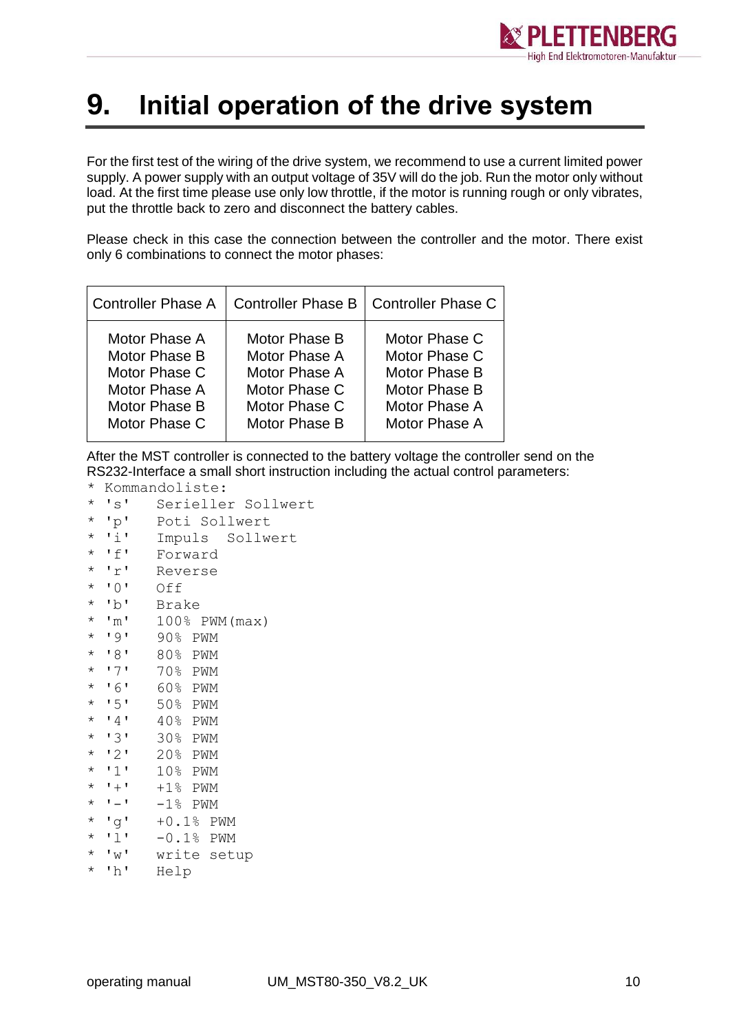# 9. Initial operation of the drive system

For the first test of the wiring of the drive system, we recommend to use a current limited power supply. A power supply with an output voltage of 35V will do the job. Run the motor only without load. At the first time please use only low throttle, if the motor is running rough or only vibrates, put the throttle back to zero and disconnect the battery cables.

Please check in this case the connection between the controller and the motor. There exist only 6 combinations to connect the motor phases:

| Controller Phase A | Controller Phase B | Controller Phase C |
|---|---|---|
| Motor Phase A | Motor Phase B | Motor Phase C |
| Motor Phase B | Motor Phase A | Motor Phase C |
| Motor Phase C | Motor Phase A | Motor Phase B |
| Motor Phase A | Motor Phase C | Motor Phase B |
| Motor Phase B | Motor Phase C | Motor Phase A |
| Motor Phase C | Motor Phase B | Motor Phase A |

After the MST controller is connected to the battery voltage the controller send on the RS232-Interface a small short instruction including the actual control parameters:

```
* Kommandoliste:
* 's'   Serieller Sollwert
* 'p'   Poti Sollwert
* 'i'   Impuls  Sollwert
* 'f'   Forward
* 'r'   Reverse
* '0'   Off
* 'b'   Brake
* 'm'   100% PWM(max)
* '9'   90% PWM
* '8'   80% PWM
* '7'   70% PWM
* '6'   60% PWM
* '5'   50% PWM
* '4'   40% PWM
* '3'   30% PWM
* '2'   20% PWM
* '1'   10% PWM
* '+'   +1% PWM
* '-'   -1% PWM
* 'g'   +0.1% PWM
* 'l'   -0.1% PWM
* 'w'   write setup
* 'h'   Help
```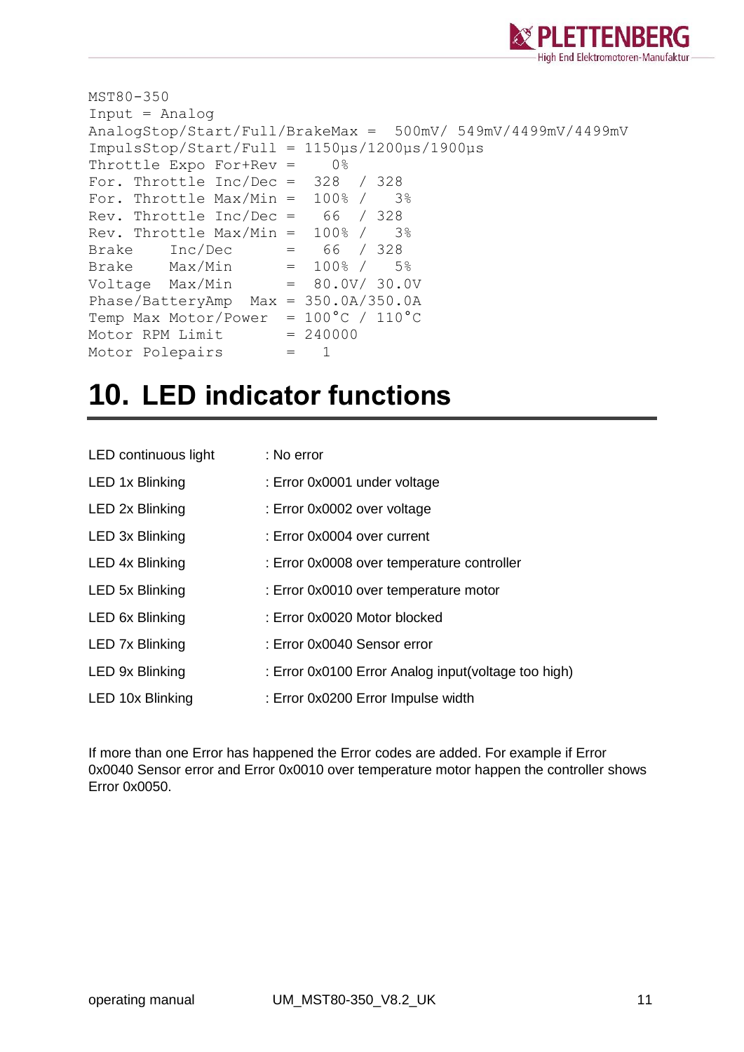```
MST80-350
Input = Analog
AnalogStop/Start/Full/BrakeMax =  500mV/ 549mV/4499mV/4499mV
ImpulsStop/Start/Full = 1150µs/1200µs/1900µs
Throttle Expo For+Rev =    0%
For. Throttle Inc/Dec =  328  / 328
For. Throttle Max/Min =  100% /   3%
Rev. Throttle Inc/Dec =   66  / 328
Rev. Throttle Max/Min =  100% /   3%
Brake    Inc/Dec      =   66  / 328
Brake    Max/Min      =  100% /   5%
Voltage  Max/Min      =  80.0V/ 30.0V
Phase/BatteryAmp  Max = 350.0A/350.0A
Temp Max Motor/Power  = 100°C / 110°C
Motor RPM Limit       = 240000
Motor Polepairs       =   1
```

# 10. LED indicator functions

| | |
|---|---|
| LED continuous light | : No error |
| LED 1x Blinking | : Error 0x0001 under voltage |
| LED 2x Blinking | : Error 0x0002 over voltage |
| LED 3x Blinking | : Error 0x0004 over current |
| LED 4x Blinking | : Error 0x0008 over temperature controller |
| LED 5x Blinking | : Error 0x0010 over temperature motor |
| LED 6x Blinking | : Error 0x0020 Motor blocked |
| LED 7x Blinking | : Error 0x0040 Sensor error |
| LED 9x Blinking | : Error 0x0100 Error Analog input(voltage too high) |
| LED 10x Blinking | : Error 0x0200 Error Impulse width |

If more than one Error has happened the Error codes are added. For example if Error 0x0040 Sensor error and Error 0x0010 over temperature motor happen the controller shows Error 0x0050.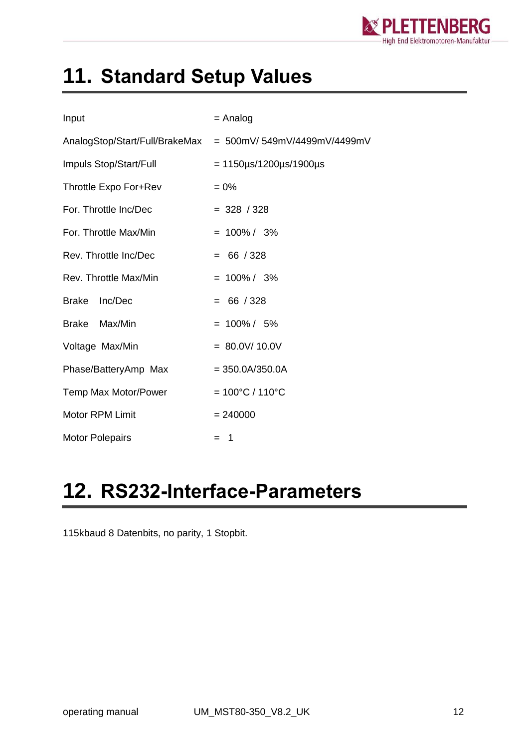# 11. Standard Setup Values

| | |
|---|---|
| Input | = Analog |
| AnalogStop/Start/Full/BrakeMax | = 500mV/ 549mV/4499mV/4499mV |
| Impuls Stop/Start/Full | = 1150µs/1200µs/1900µs |
| Throttle Expo For+Rev | = 0% |
| For. Throttle Inc/Dec | = 328 / 328 |
| For. Throttle Max/Min | = 100% / 3% |
| Rev. Throttle Inc/Dec | = 66 / 328 |
| Rev. Throttle Max/Min | = 100% / 3% |
| Brake Inc/Dec | = 66 / 328 |
| Brake Max/Min | = 100% / 5% |
| Voltage Max/Min | = 80.0V/ 10.0V |
| Phase/BatteryAmp Max | = 350.0A/350.0A |
| Temp Max Motor/Power | = 100°C / 110°C |
| Motor RPM Limit | = 240000 |
| Motor Polepairs | = 1 |

# 12. RS232-Interface-Parameters

115kbaud 8 Datenbits, no parity, 1 Stopbit.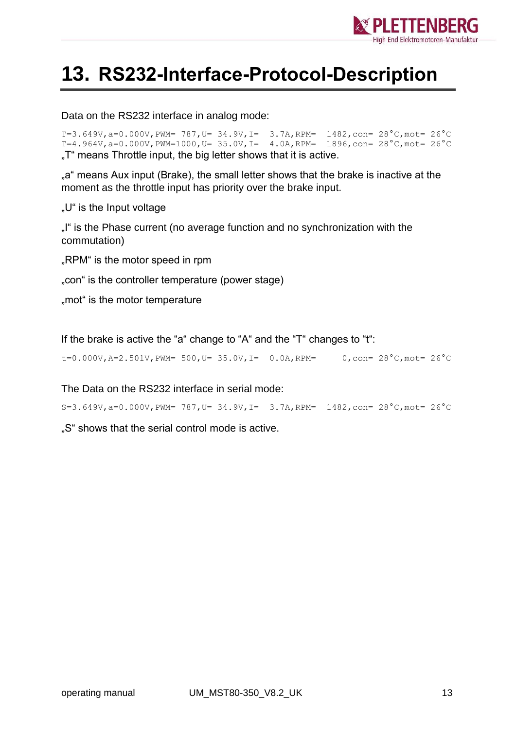# 13. RS232-Interface-Protocol-Description

Data on the RS232 interface in analog mode:

```
T=3.649V,a=0.000V,PWM= 787,U= 34.9V,I=  3.7A,RPM=  1482,con= 28°C,mot= 26°C
T=4.964V,a=0.000V,PWM=1000,U= 35.0V,I=  4.0A,RPM=  1896,con= 28°C,mot= 26°C
```

„T“ means Throttle input, the big letter shows that it is active.

„a“ means Aux input (Brake), the small letter shows that the brake is inactive at the moment as the throttle input has priority over the brake input.

„U“ is the Input voltage

„I“ is the Phase current (no average function and no synchronization with the commutation)

„RPM“ is the motor speed in rpm

„con“ is the controller temperature (power stage)

„mot“ is the motor temperature

If the brake is active the “a“ change to “A“ and the “T“ changes to “t“:

```
t=0.000V,A=2.501V,PWM= 500,U= 35.0V,I=  0.0A,RPM=     0,con= 28°C,mot= 26°C
```

The Data on the RS232 interface in serial mode:

```
S=3.649V,a=0.000V,PWM= 787,U= 34.9V,I=  3.7A,RPM=  1482,con= 28°C,mot= 26°C
```

„S“ shows that the serial control mode is active.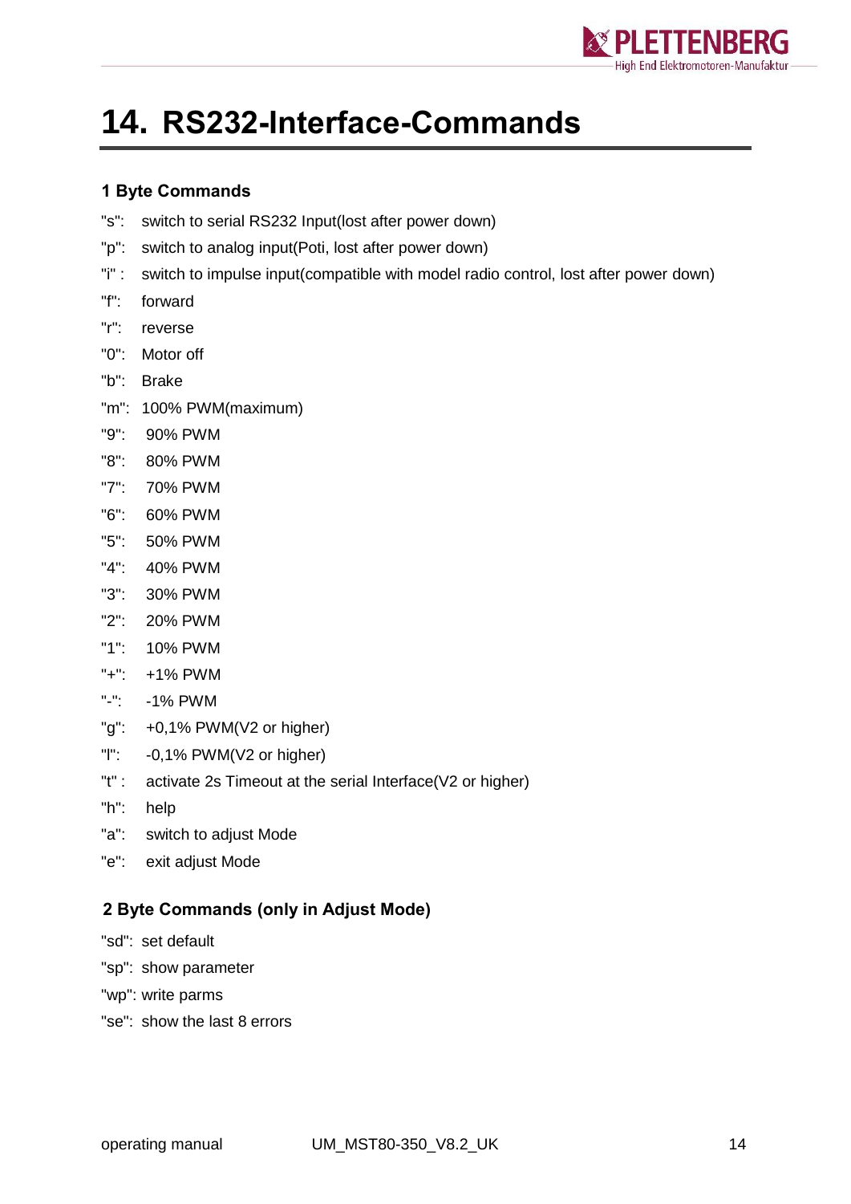# 14. RS232-Interface-Commands

### 1 Byte Commands

"s": switch to serial RS232 Input(lost after power down)

"p": switch to analog input(Poti, lost after power down)

"i" : switch to impulse input(compatible with model radio control, lost after power down)

"f": forward

"r": reverse

"0": Motor off

"b": Brake

"m": 100% PWM(maximum)

"9": 90% PWM

"8": 80% PWM

"7": 70% PWM

"6": 60% PWM

"5": 50% PWM

"4": 40% PWM

"3": 30% PWM

"2": 20% PWM

"1": 10% PWM

"+": +1% PWM

"-": -1% PWM

"g": +0,1% PWM(V2 or higher)

"l": -0,1% PWM(V2 or higher)

"t" : activate 2s Timeout at the serial Interface(V2 or higher)

"h": help

"a": switch to adjust Mode

"e": exit adjust Mode

### 2 Byte Commands (only in Adjust Mode)

"sd": set default

"sp": show parameter

"wp": write parms

"se": show the last 8 errors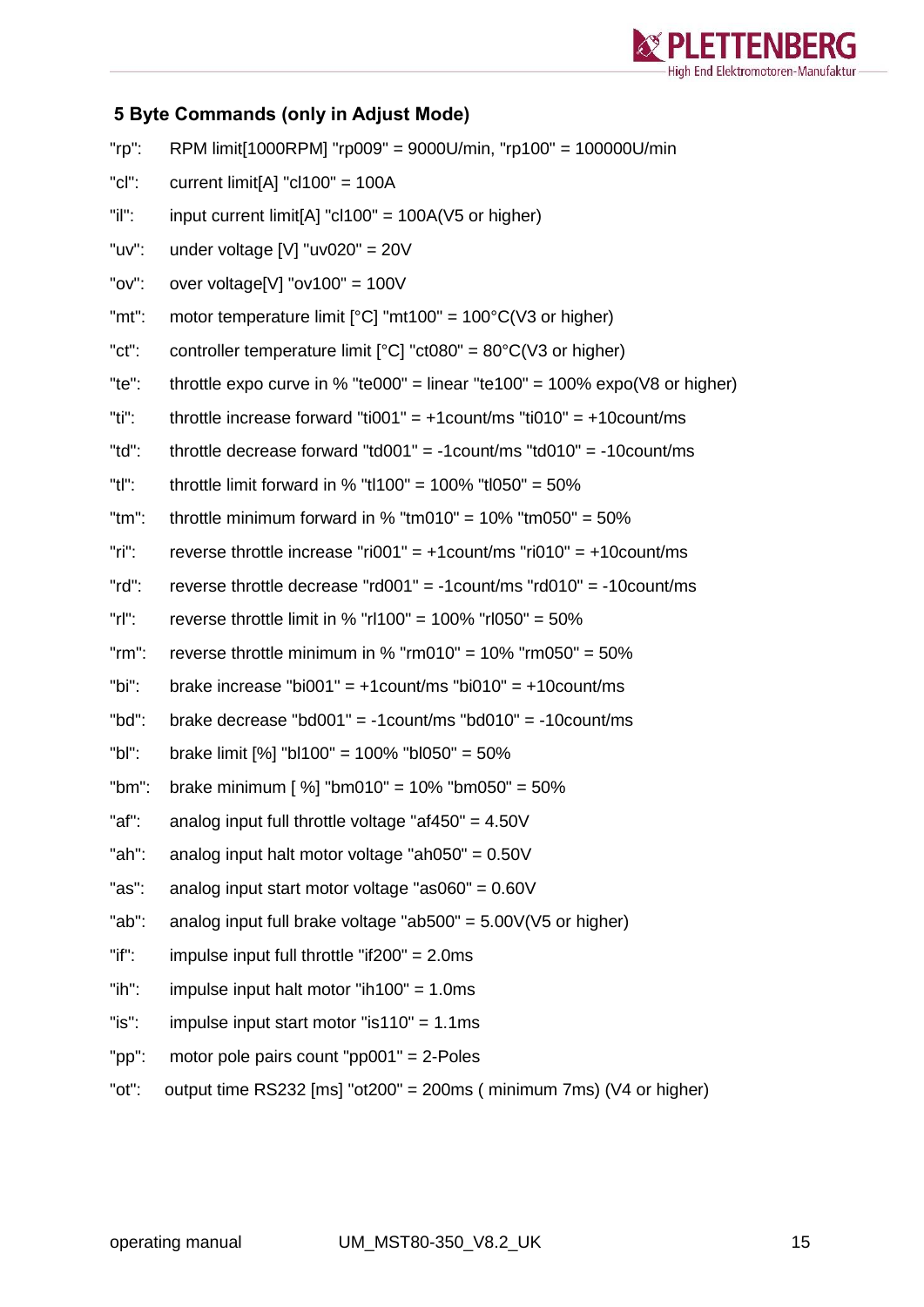### 5 Byte Commands (only in Adjust Mode)

"rp": RPM limit[1000RPM] "rp009" = 9000U/min, "rp100" = 100000U/min

"cl": current limit[A] "cl100" = 100A

"il": input current limit[A] "cl100" = 100A(V5 or higher)

"uv": under voltage [V] "uv020" = 20V

"ov": over voltage[V] "ov100" = 100V

"mt": motor temperature limit [°C] "mt100" = 100°C(V3 or higher)

"ct": controller temperature limit [°C] "ct080" = 80°C(V3 or higher)

"te": throttle expo curve in % "te000" = linear "te100" = 100% expo(V8 or higher)

"ti": throttle increase forward "ti001" = +1count/ms "ti010" = +10count/ms

"td": throttle decrease forward "td001" = -1count/ms "td010" = -10count/ms

"tl": throttle limit forward in % "tl100" = 100% "tl050" = 50%

"tm": throttle minimum forward in % "tm010" = 10% "tm050" = 50%

"ri": reverse throttle increase "ri001" = +1count/ms "ri010" = +10count/ms

"rd": reverse throttle decrease "rd001" = -1count/ms "rd010" = -10count/ms

"rl": reverse throttle limit in % "rl100" = 100% "rl050" = 50%

"rm": reverse throttle minimum in % "rm010" = 10% "rm050" = 50%

"bi": brake increase "bi001" = +1count/ms "bi010" = +10count/ms

"bd": brake decrease "bd001" = -1count/ms "bd010" = -10count/ms

"bl": brake limit [%] "bl100" = 100% "bl050" = 50%

"bm": brake minimum [ %] "bm010" = 10% "bm050" = 50%

"af": analog input full throttle voltage "af450" = 4.50V

"ah": analog input halt motor voltage "ah050" = 0.50V

"as": analog input start motor voltage "as060" = 0.60V

"ab": analog input full brake voltage "ab500" = 5.00V(V5 or higher)

"if": impulse input full throttle "if200" = 2.0ms

"ih": impulse input halt motor "ih100" = 1.0ms

"is": impulse input start motor "is110" = 1.1ms

"pp": motor pole pairs count "pp001" = 2-Poles

"ot": output time RS232 [ms] "ot200" = 200ms ( minimum 7ms) (V4 or higher)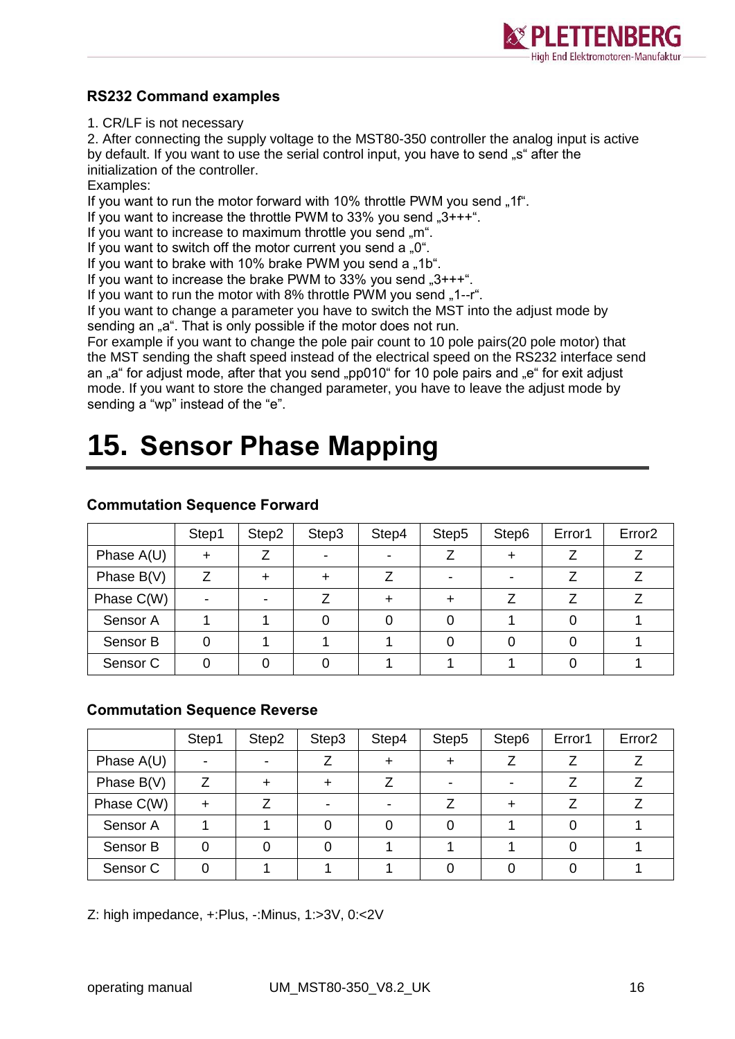### RS232 Command examples

1. CR/LF is not necessary
2. After connecting the supply voltage to the MST80-350 controller the analog input is active by default. If you want to use the serial control input, you have to send „s“ after the initialization of the controller.

Examples:

If you want to run the motor forward with 10% throttle PWM you send „1f“.
If you want to increase the throttle PWM to 33% you send „3+++“.
If you want to increase to maximum throttle you send „m“.
If you want to switch off the motor current you send a „0“.
If you want to brake with 10% brake PWM you send a „1b“.
If you want to increase the brake PWM to 33% you send „3+++“.
If you want to run the motor with 8% throttle PWM you send „1--r“.
If you want to change a parameter you have to switch the MST into the adjust mode by sending an „a“. That is only possible if the motor does not run.
For example if you want to change the pole pair count to 10 pole pairs(20 pole motor) that the MST sending the shaft speed instead of the electrical speed on the RS232 interface send an „a“ for adjust mode, after that you send „pp010“ for 10 pole pairs and „e“ for exit adjust mode. If you want to store the changed parameter, you have to leave the adjust mode by sending a “wp” instead of the “e”.

# 15. Sensor Phase Mapping

### Commutation Sequence Forward

| | Step1 | Step2 | Step3 | Step4 | Step5 | Step6 | Error1 | Error2 |
|---|---|---|---|---|---|---|---|---|
| Phase A(U) | + | Z | - | - | Z | + | Z | Z |
| Phase B(V) | Z | + | + | Z | - | - | Z | Z |
| Phase C(W) | - | - | Z | + | + | Z | Z | Z |
| Sensor A | 1 | 1 | 0 | 0 | 0 | 1 | 0 | 1 |
| Sensor B | 0 | 1 | 1 | 1 | 0 | 0 | 0 | 1 |
| Sensor C | 0 | 0 | 0 | 1 | 1 | 1 | 0 | 1 |

### Commutation Sequence Reverse

| | Step1 | Step2 | Step3 | Step4 | Step5 | Step6 | Error1 | Error2 |
|---|---|---|---|---|---|---|---|---|
| Phase A(U) | - | - | Z | + | + | Z | Z | Z |
| Phase B(V) | Z | + | + | Z | - | - | Z | Z |
| Phase C(W) | + | Z | - | - | Z | + | Z | Z |
| Sensor A | 1 | 1 | 0 | 0 | 0 | 1 | 0 | 1 |
| Sensor B | 0 | 0 | 0 | 1 | 1 | 1 | 0 | 1 |
| Sensor C | 0 | 1 | 1 | 1 | 0 | 0 | 0 | 1 |

Z: high impedance, +:Plus, -:Minus, 1:>3V, 0:<2V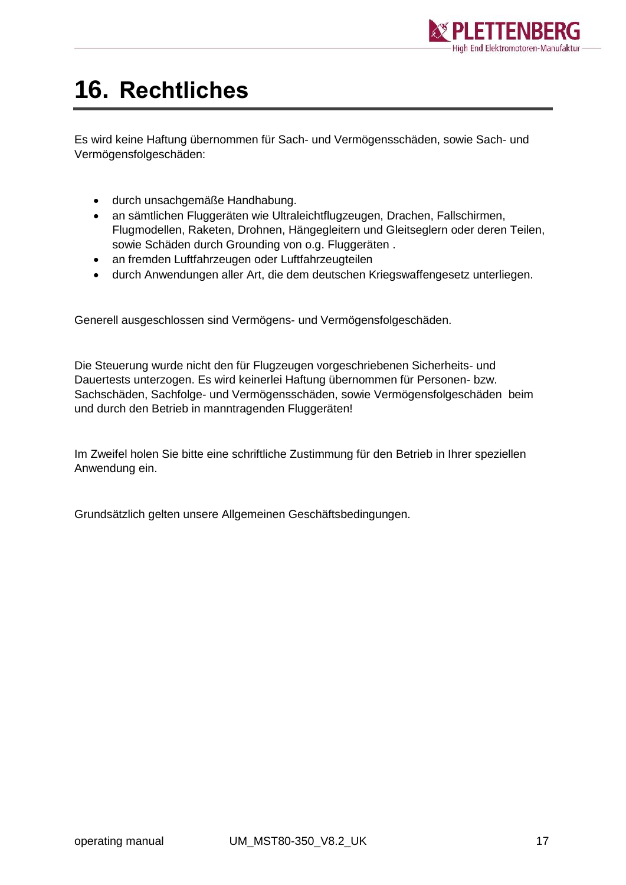# 16. Rechtliches

Es wird keine Haftung übernommen für Sach- und Vermögensschäden, sowie Sach- und Vermögensfolgeschäden:

- durch unsachgemäße Handhabung.
- an sämtlichen Fluggeräten wie Ultraleichtflugzeugen, Drachen, Fallschirmen, Flugmodellen, Raketen, Drohnen, Hängegleitern und Gleitseglern oder deren Teilen, sowie Schäden durch Grounding von o.g. Fluggeräten .
- an fremden Luftfahrzeugen oder Luftfahrzeugteilen
- durch Anwendungen aller Art, die dem deutschen Kriegswaffengesetz unterliegen.

Generell ausgeschlossen sind Vermögens- und Vermögensfolgeschäden.

Die Steuerung wurde nicht den für Flugzeugen vorgeschriebenen Sicherheits- und Dauertests unterzogen. Es wird keinerlei Haftung übernommen für Personen- bzw. Sachschäden, Sachfolge- und Vermögensschäden, sowie Vermögensfolgeschäden beim und durch den Betrieb in manntragenden Fluggeräten!

Im Zweifel holen Sie bitte eine schriftliche Zustimmung für den Betrieb in Ihrer speziellen Anwendung ein.

Grundsätzlich gelten unsere Allgemeinen Geschäftsbedingungen.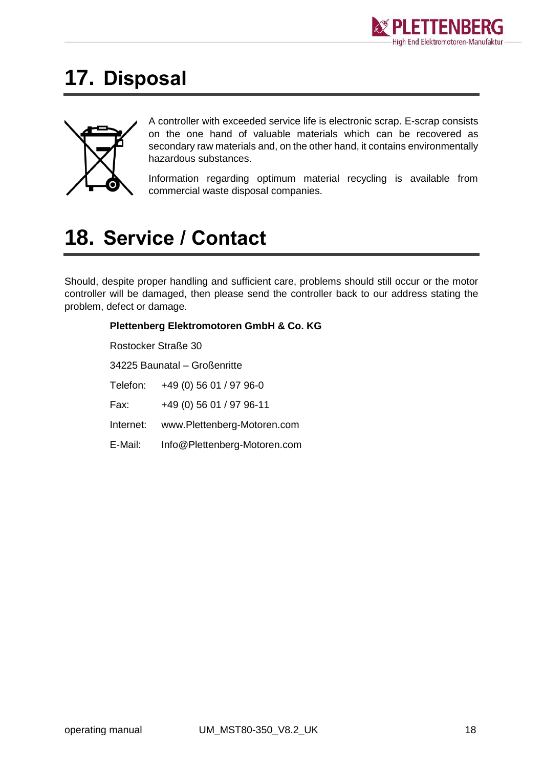# 17. Disposal

A controller with exceeded service life is electronic scrap. E-scrap consists on the one hand of valuable materials which can be recovered as secondary raw materials and, on the other hand, it contains environmentally hazardous substances.

Information regarding optimum material recycling is available from commercial waste disposal companies.

# 18. Service / Contact

Should, despite proper handling and sufficient care, problems should still occur or the motor controller will be damaged, then please send the controller back to our address stating the problem, defect or damage.

**Plettenberg Elektromotoren GmbH & Co. KG**

Rostocker Straße 30

34225 Baunatal – Großenritte

| | |
|---|---|
| Telefon: | +49 (0) 56 01 / 97 96-0 |
| Fax: | +49 (0) 56 01 / 97 96-11 |
| Internet: | www.Plettenberg-Motoren.com |
| E-Mail: | Info@Plettenberg-Motoren.com |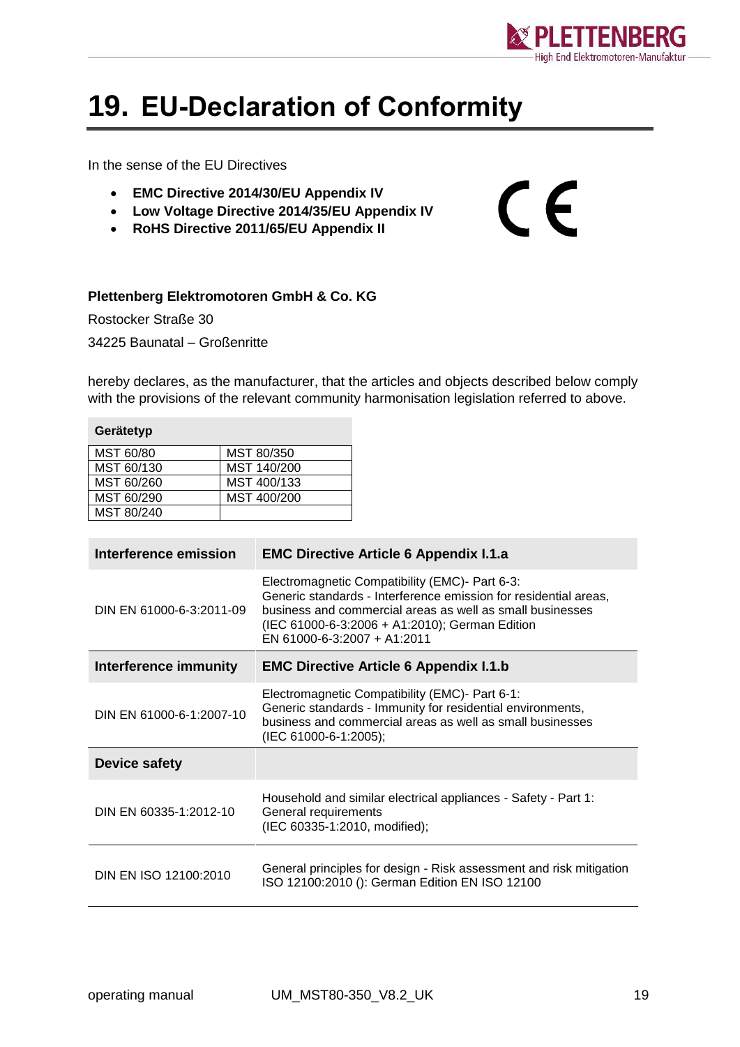# 19. EU-Declaration of Conformity

In the sense of the EU Directives

- **EMC Directive 2014/30/EU Appendix IV**
- **Low Voltage Directive 2014/35/EU Appendix IV**
- **RoHS Directive 2011/65/EU Appendix II**

CE

**Plettenberg Elektromotoren GmbH & Co. KG**

Rostocker Straße 30

34225 Baunatal – Großenritte

hereby declares, as the manufacturer, that the articles and objects described below comply with the provisions of the relevant community harmonisation legislation referred to above.

| **Gerätetyp** | |
|---|---|
| MST 60/80 | MST 80/350 |
| MST 60/130 | MST 140/200 |
| MST 60/260 | MST 400/133 |
| MST 60/290 | MST 400/200 |
| MST 80/240 | |

| **Interference emission** | **EMC Directive Article 6 Appendix I.1.a** |
|---|---|
| DIN EN 61000-6-3:2011-09 | Electromagnetic Compatibility (EMC)- Part 6-3: Generic standards - Interference emission for residential areas, business and commercial areas as well as small businesses (IEC 61000-6-3:2006 + A1:2010); German Edition EN 61000-6-3:2007 + A1:2011 |
| **Interference immunity** | **EMC Directive Article 6 Appendix I.1.b** |
| DIN EN 61000-6-1:2007-10 | Electromagnetic Compatibility (EMC)- Part 6-1: Generic standards - Immunity for residential environments, business and commercial areas as well as small businesses (IEC 61000-6-1:2005); |
| **Device safety** | |
| DIN EN 60335-1:2012-10 | Household and similar electrical appliances - Safety - Part 1: General requirements (IEC 60335-1:2010, modified); |
| DIN EN ISO 12100:2010 | General principles for design - Risk assessment and risk mitigation ISO 12100:2010 (): German Edition EN ISO 12100 |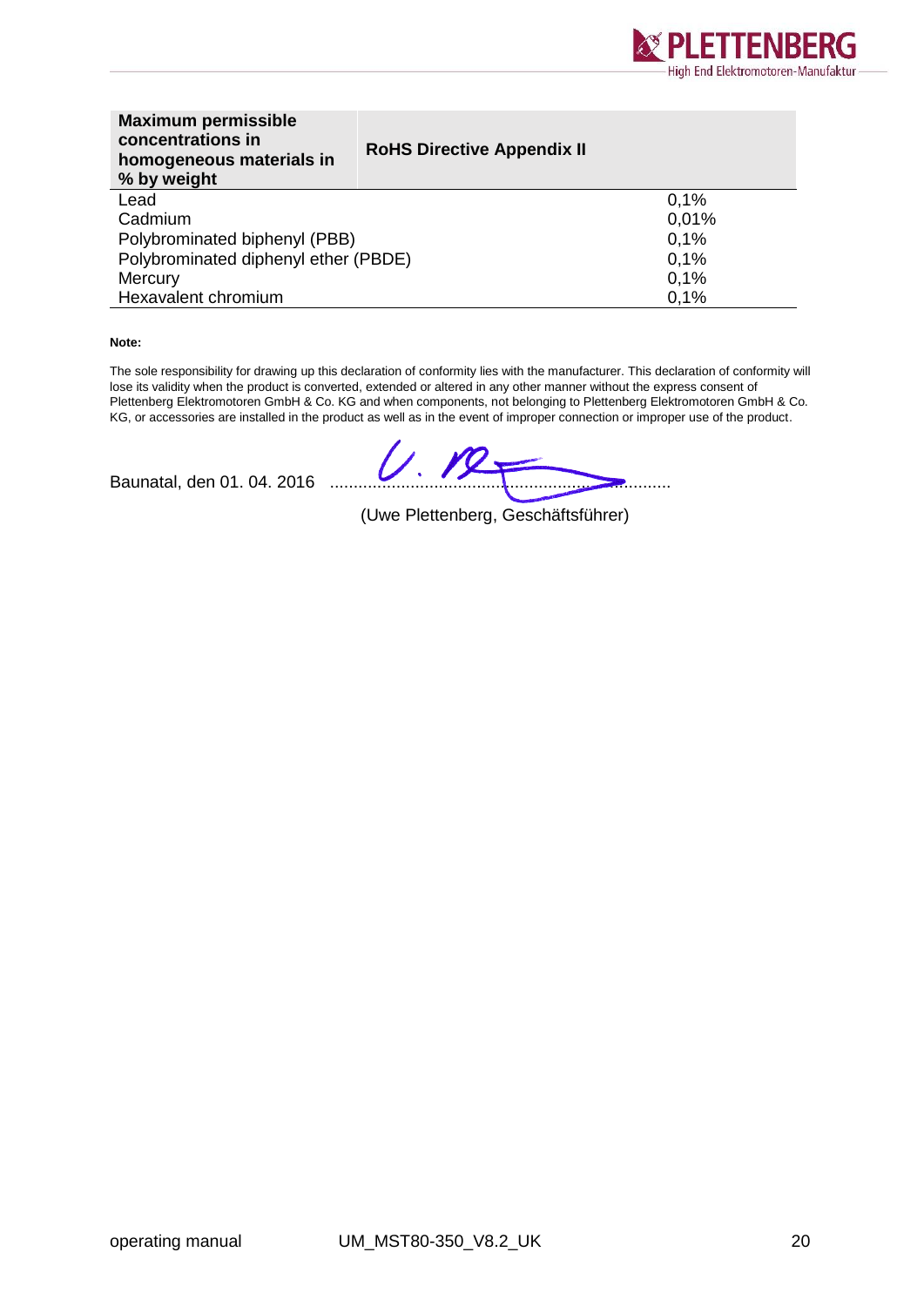| Maximum permissible concentrations in homogeneous materials in % by weight | RoHS Directive Appendix II | |
|---|---|---|
| Lead | | 0,1% |
| Cadmium | | 0,01% |
| Polybrominated biphenyl (PBB) | | 0,1% |
| Polybrominated diphenyl ether (PBDE) | | 0,1% |
| Mercury | | 0,1% |
| Hexavalent chromium | | 0,1% |

**Note:**

The sole responsibility for drawing up this declaration of conformity lies with the manufacturer. This declaration of conformity will lose its validity when the product is converted, extended or altered in any other manner without the express consent of Plettenberg Elektromotoren GmbH & Co. KG and when components, not belonging to Plettenberg Elektromotoren GmbH & Co. KG, or accessories are installed in the product as well as in the event of improper connection or improper use of the product.

Baunatal, den 01. 04. 2016 ..........................................................................

(Uwe Plettenberg, Geschäftsführer)